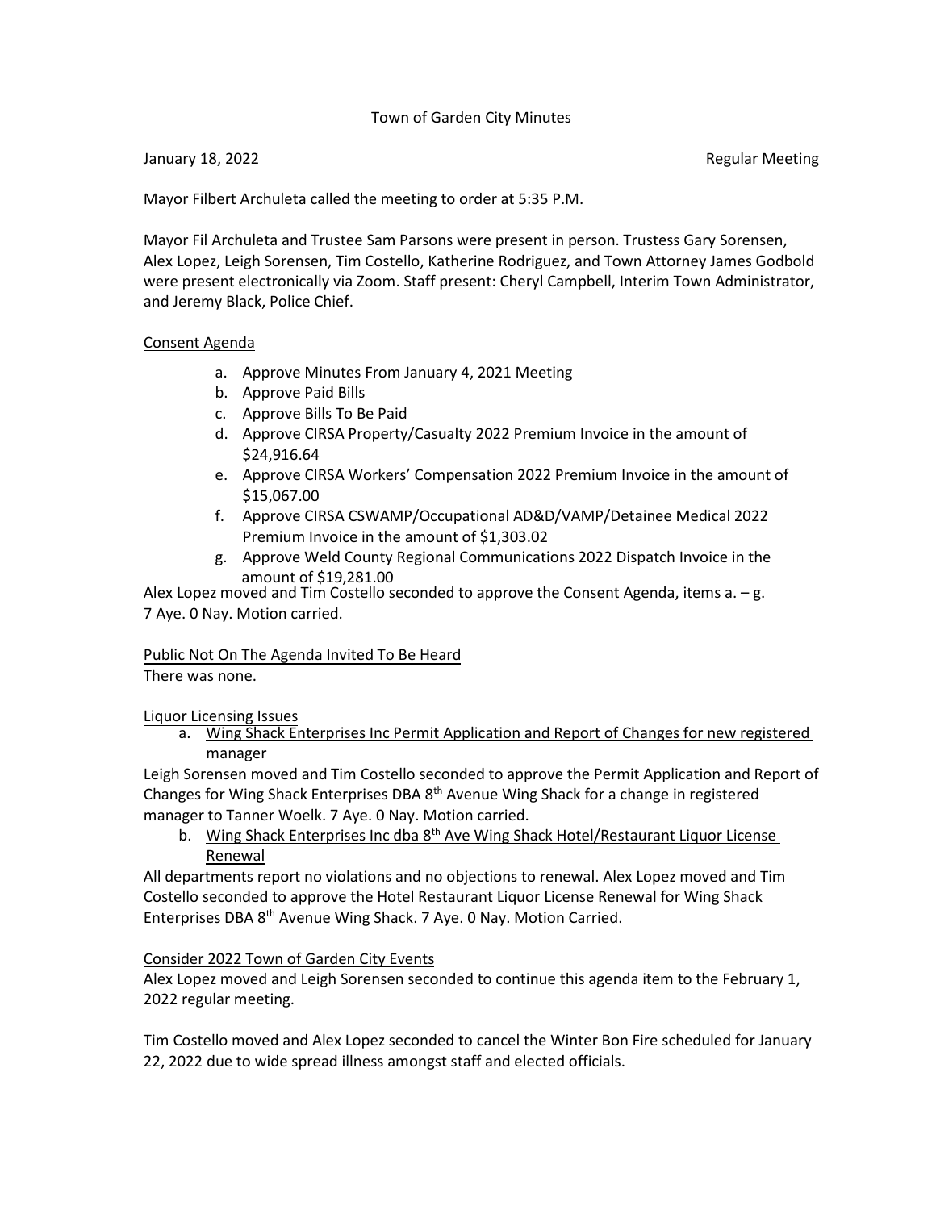Town of Garden City Minutes

January 18, 2022 Regular Meeting

Mayor Filbert Archuleta called the meeting to order at 5:35 P.M.

Mayor Fil Archuleta and Trustee Sam Parsons were present in person. Trustess Gary Sorensen, Alex Lopez, Leigh Sorensen, Tim Costello, Katherine Rodriguez, and Town Attorney James Godbold were present electronically via Zoom. Staff present: Cheryl Campbell, Interim Town Administrator, and Jeremy Black, Police Chief.

Consent Agenda

a. Approve Minutes From January 4, 2021 Meeting
b. Approve Paid Bills
c. Approve Bills To Be Paid
d. Approve CIRSA Property/Casualty 2022 Premium Invoice in the amount of $24,916.64
e. Approve CIRSA Workers' Compensation 2022 Premium Invoice in the amount of $15,067.00
f. Approve CIRSA CSWAMP/Occupational AD&D/VAMP/Detainee Medical 2022 Premium Invoice in the amount of $1,303.02
g. Approve Weld County Regional Communications 2022 Dispatch Invoice in the amount of $19,281.00

Alex Lopez moved and Tim Costello seconded to approve the Consent Agenda, items a. – g. 7 Aye. 0 Nay. Motion carried.

Public Not On The Agenda Invited To Be Heard

There was none.

Liquor Licensing Issues

a. Wing Shack Enterprises Inc Permit Application and Report of Changes for new registered manager

Leigh Sorensen moved and Tim Costello seconded to approve the Permit Application and Report of Changes for Wing Shack Enterprises DBA 8th Avenue Wing Shack for a change in registered manager to Tanner Woelk. 7 Aye. 0 Nay. Motion carried.

b. Wing Shack Enterprises Inc dba 8th Ave Wing Shack Hotel/Restaurant Liquor License Renewal

All departments report no violations and no objections to renewal. Alex Lopez moved and Tim Costello seconded to approve the Hotel Restaurant Liquor License Renewal for Wing Shack Enterprises DBA 8th Avenue Wing Shack. 7 Aye. 0 Nay. Motion Carried.

Consider 2022 Town of Garden City Events

Alex Lopez moved and Leigh Sorensen seconded to continue this agenda item to the February 1, 2022 regular meeting.

Tim Costello moved and Alex Lopez seconded to cancel the Winter Bon Fire scheduled for January 22, 2022 due to wide spread illness amongst staff and elected officials.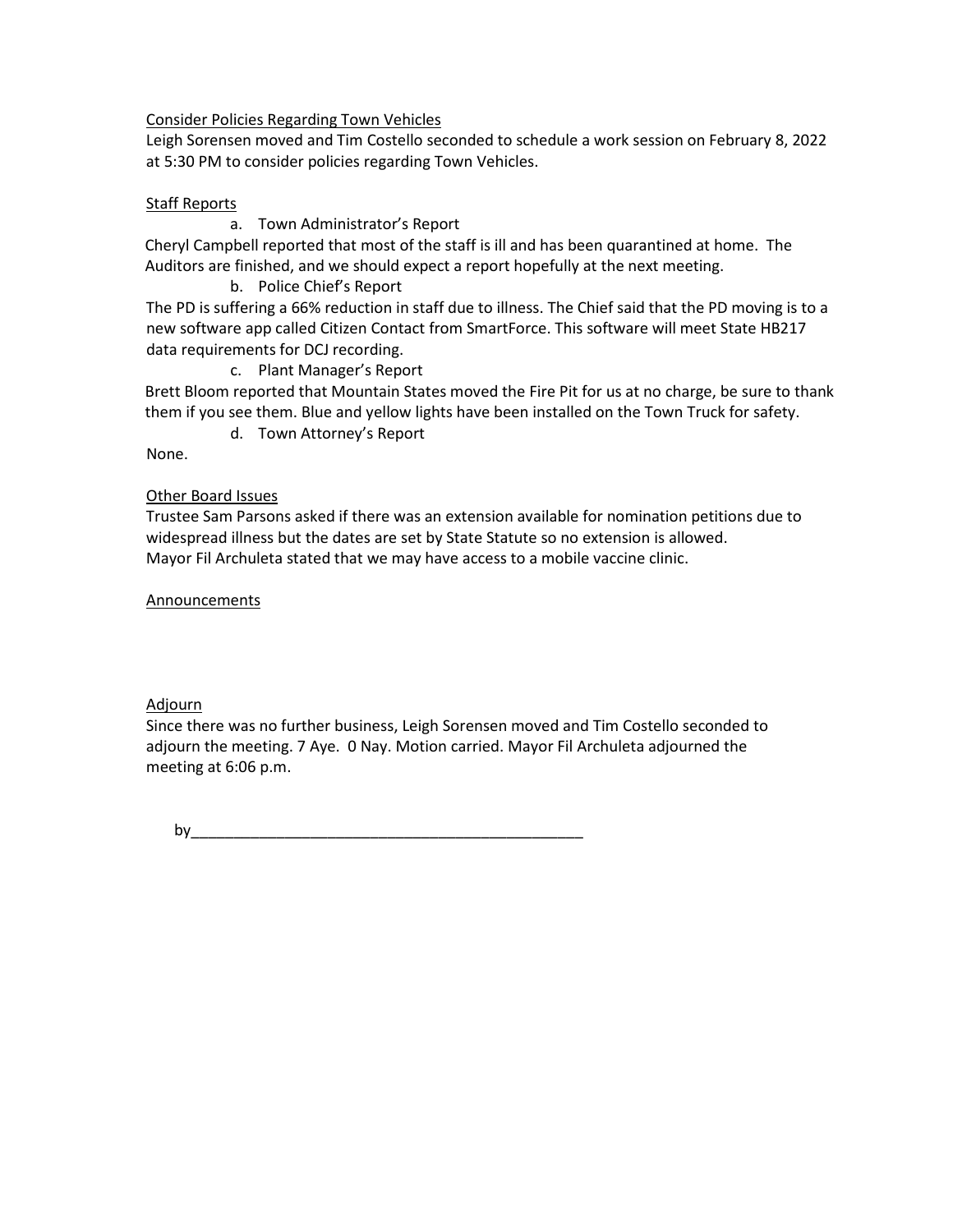Consider Policies Regarding Town Vehicles

Leigh Sorensen moved and Tim Costello seconded to schedule a work session on February 8, 2022 at 5:30 PM to consider policies regarding Town Vehicles.

Staff Reports

a. Town Administrator's Report

Cheryl Campbell reported that most of the staff is ill and has been quarantined at home. The Auditors are finished, and we should expect a report hopefully at the next meeting.

b. Police Chief's Report

The PD is suffering a 66% reduction in staff due to illness. The Chief said that the PD moving is to a new software app called Citizen Contact from SmartForce. This software will meet State HB217 data requirements for DCJ recording.

c. Plant Manager's Report

Brett Bloom reported that Mountain States moved the Fire Pit for us at no charge, be sure to thank them if you see them. Blue and yellow lights have been installed on the Town Truck for safety.

d. Town Attorney's Report

None.

Other Board Issues

Trustee Sam Parsons asked if there was an extension available for nomination petitions due to widespread illness but the dates are set by State Statute so no extension is allowed.
Mayor Fil Archuleta stated that we may have access to a mobile vaccine clinic.

Announcements

Adjourn

Since there was no further business, Leigh Sorensen moved and Tim Costello seconded to adjourn the meeting. 7 Aye. 0 Nay. Motion carried. Mayor Fil Archuleta adjourned the meeting at 6:06 p.m.

by_______________________________________________